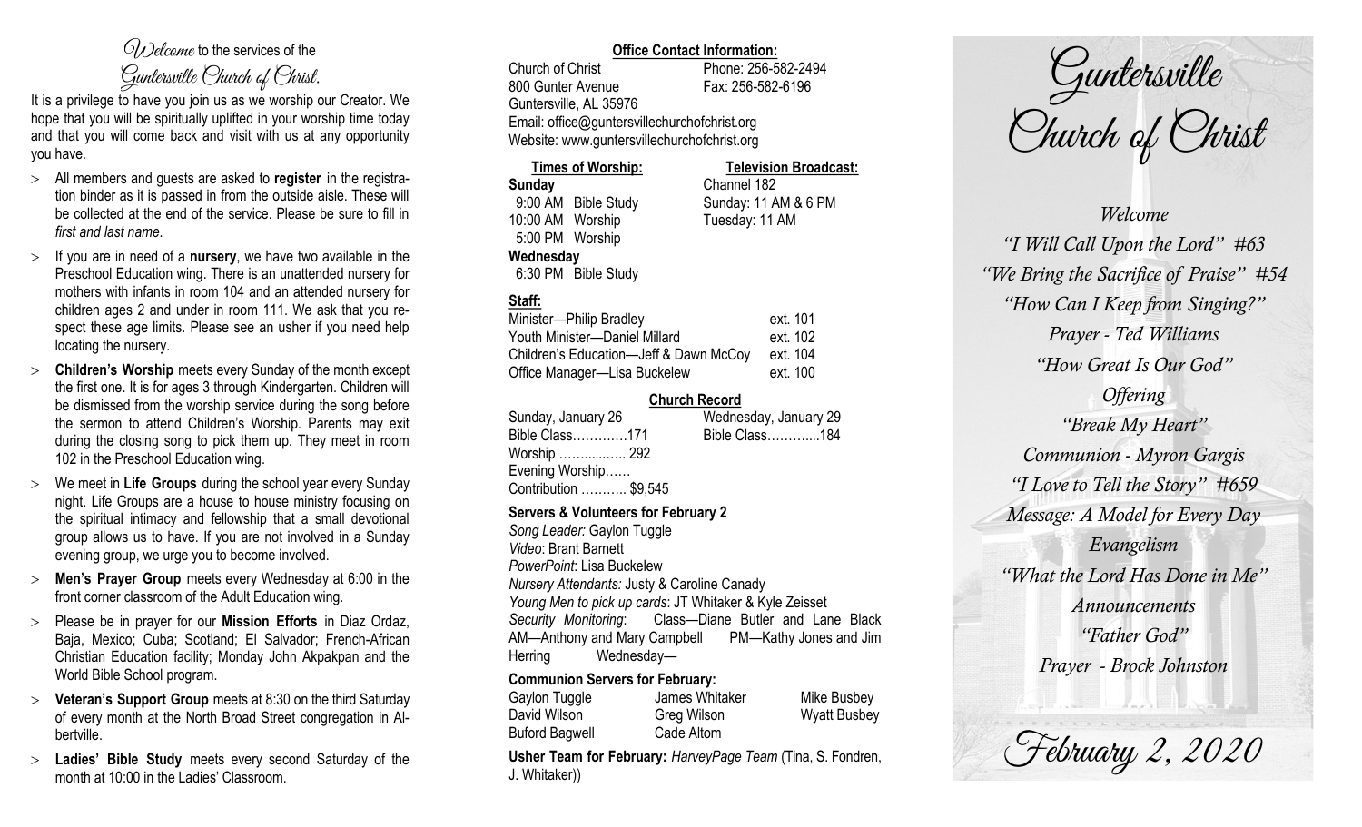*Welcome* to the services of the *Guntersville Church of Christ.*

It is a privilege to have you join us as we worship our Creator. We hope that you will be spiritually uplifted in your worship time today and that you will come back and visit with us at any opportunity you have.

- All members and guests are asked to **register** in the registration binder as it is passed in from the outside aisle. These will be collected at the end of the service. Please be sure to fill in *first and last name*.
- If you are in need of a **nursery**, we have two available in the Preschool Education wing. There is an unattended nursery for mothers with infants in room 104 and an attended nursery for children ages 2 and under in room 111. We ask that you respect these age limits. Please see an usher if you need help locating the nursery.
- **Children's Worship** meets every Sunday of the month except the first one. It is for ages 3 through Kindergarten. Children will be dismissed from the worship service during the song before the sermon to attend Children's Worship. Parents may exit during the closing song to pick them up. They meet in room 102 in the Preschool Education wing.
- We meet in **Life Groups** during the school year every Sunday night. Life Groups are a house to house ministry focusing on the spiritual intimacy and fellowship that a small devotional group allows us to have. If you are not involved in a Sunday evening group, we urge you to become involved.
- **Men's Prayer Group** meets every Wednesday at 6:00 in the front corner classroom of the Adult Education wing.
- Please be in prayer for our **Mission Efforts** in Diaz Ordaz, Baja, Mexico; Cuba; Scotland; El Salvador; French-African Christian Education facility; Monday John Akpakpan and the World Bible School program.
- **Veteran's Support Group** meets at 8:30 on the third Saturday of every month at the North Broad Street congregation in Albertville.
- **Ladies' Bible Study** meets every second Saturday of the month at 10:00 in the Ladies' Classroom.

**Office Contact Information:**

Church of Christ — Phone: 256-582-2494
800 Gunter Avenue — Fax: 256-582-6196
Guntersville, AL 35976
Email: office@guntersvillechurchofchrist.org
Website: www.guntersvillechurchofchrist.org

**Times of Worship:**

**Sunday**
9:00 AM Bible Study
10:00 AM Worship
5:00 PM Worship
**Wednesday**
6:30 PM Bible Study

**Television Broadcast:**

Channel 182
Sunday: 11 AM & 6 PM
Tuesday: 11 AM

**Staff:**

| | |
|---|---|
| Minister—Philip Bradley | ext. 101 |
| Youth Minister—Daniel Millard | ext. 102 |
| Children's Education—Jeff & Dawn McCoy | ext. 104 |
| Office Manager—Lisa Buckelew | ext. 100 |

**Church Record**

| Sunday, January 26 | Wednesday, January 29 |
|---|---|
| Bible Class…………171 | Bible Class………....184 |
| Worship …….....…. 292 | |
| Evening Worship…… | |
| Contribution ……….. $9,545 | |

**Servers & Volunteers for February 2**

*Song Leader:* Gaylon Tuggle
*Video*: Brant Barnett
*PowerPoint*: Lisa Buckelew
*Nursery Attendants:* Justy & Caroline Canady
*Young Men to pick up cards*: JT Whitaker & Kyle Zeisset
*Security Monitoring*: Class—Diane Butler and Lane Black AM—Anthony and Mary Campbell PM—Kathy Jones and Jim Herring Wednesday—

**Communion Servers for February:**

| | | |
|---|---|---|
| Gaylon Tuggle | James Whitaker | Mike Busbey |
| David Wilson | Greg Wilson | Wyatt Busbey |
| Buford Bagwell | Cade Altom | |

**Usher Team for February:** *HarveyPage Team* (Tina, S. Fondren, J. Whitaker))

# Guntersville Church of Christ

*Welcome*
*"I Will Call Upon the Lord" #63*
*"We Bring the Sacrifice of Praise" #54*
*"How Can I Keep from Singing?"*
*Prayer - Ted Williams*
*"How Great Is Our God"*
*Offering*
*"Break My Heart"*
*Communion - Myron Gargis*
*"I Love to Tell the Story" #659*
*Message: A Model for Every Day Evangelism*
*"What the Lord Has Done in Me"*
*Announcements*
*"Father God"*
*Prayer - Brock Johnston*

*February 2, 2020*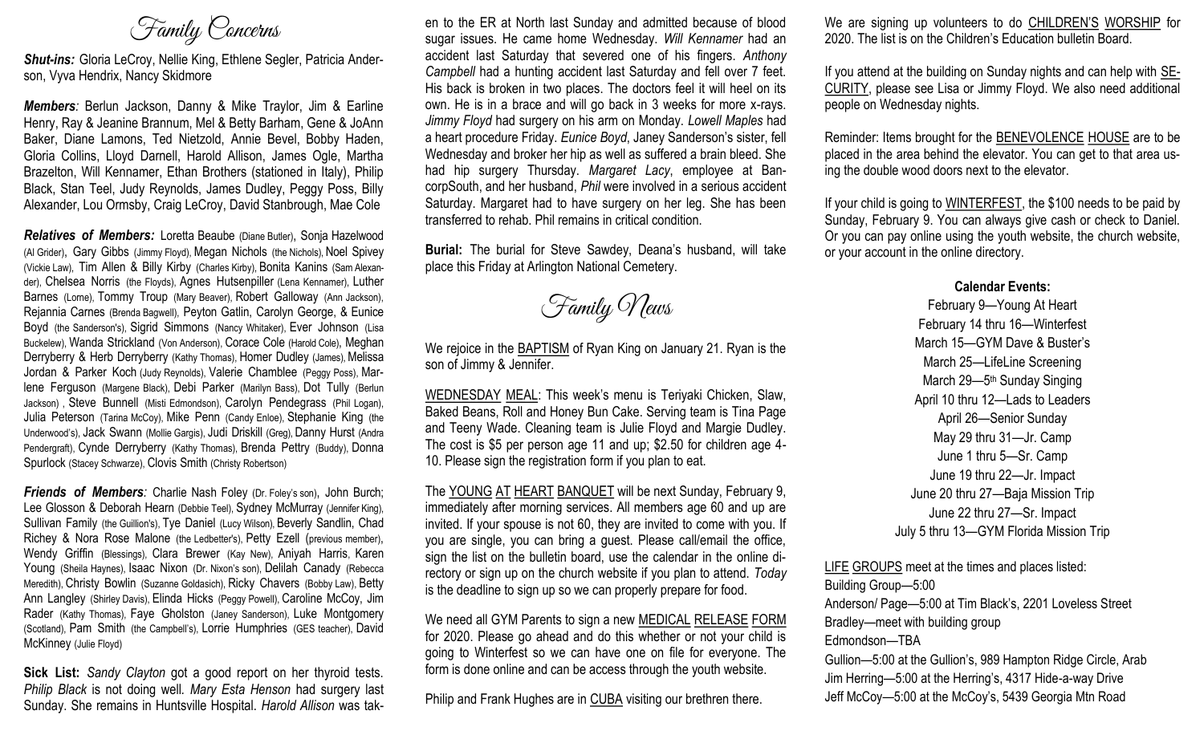# Family Concerns

***Shut-ins:*** Gloria LeCroy, Nellie King, Ethlene Segler, Patricia Anderson, Vyva Hendrix, Nancy Skidmore

***Members:*** Berlun Jackson, Danny & Mike Traylor, Jim & Earline Henry, Ray & Jeanine Brannum, Mel & Betty Barham, Gene & JoAnn Baker, Diane Lamons, Ted Nietzold, Annie Bevel, Bobby Haden, Gloria Collins, Lloyd Darnell, Harold Allison, James Ogle, Martha Brazelton, Will Kennamer, Ethan Brothers (stationed in Italy), Philip Black, Stan Teel, Judy Reynolds, James Dudley, Peggy Poss, Billy Alexander, Lou Ormsby, Craig LeCroy, David Stanbrough, Mae Cole

***Relatives of Members:*** Loretta Beaube (Diane Butler), Sonja Hazelwood (Al Grider), Gary Gibbs (Jimmy Floyd), Megan Nichols (the Nichols), Noel Spivey (Vickie Law), Tim Allen & Billy Kirby (Charles Kirby), Bonita Kanins (Sam Alexander), Chelsea Norris (the Floyds), Agnes Hutsenpiller (Lena Kennamer), Luther Barnes (Lorne), Tommy Troup (Mary Beaver), Robert Galloway (Ann Jackson), Rejannia Carnes (Brenda Bagwell), Peyton Gatlin, Carolyn George, & Eunice Boyd (the Sanderson's), Sigrid Simmons (Nancy Whitaker), Ever Johnson (Lisa Buckelew), Wanda Strickland (Von Anderson), Corace Cole (Harold Cole), Meghan Derryberry & Herb Derryberry (Kathy Thomas), Homer Dudley (James), Melissa Jordan & Parker Koch (Judy Reynolds), Valerie Chamblee (Peggy Poss), Marlene Ferguson (Margene Black), Debi Parker (Marilyn Bass), Dot Tully (Berlun Jackson) , Steve Bunnell (Misti Edmondson), Carolyn Pendegrass (Phil Logan), Julia Peterson (Tarina McCoy), Mike Penn (Candy Enloe), Stephanie King (the Underwood's), Jack Swann (Mollie Gargis), Judi Driskill (Greg), Danny Hurst (Andra Pendergraft), Cynde Derryberry (Kathy Thomas), Brenda Pettry (Buddy), Donna Spurlock (Stacey Schwarze), Clovis Smith (Christy Robertson)

***Friends of Members:*** Charlie Nash Foley (Dr. Foley's son), John Burch; Lee Glosson & Deborah Hearn (Debbie Teel), Sydney McMurray (Jennifer King), Sullivan Family (the Guillion's), Tye Daniel (Lucy Wilson), Beverly Sandlin, Chad Richey & Nora Rose Malone (the Ledbetter's), Petty Ezell (previous member), Wendy Griffin (Blessings), Clara Brewer (Kay New), Aniyah Harris, Karen Young (Sheila Haynes), Isaac Nixon (Dr. Nixon's son), Delilah Canady (Rebecca Meredith), Christy Bowlin (Suzanne Goldasich), Ricky Chavers (Bobby Law), Betty Ann Langley (Shirley Davis), Elinda Hicks (Peggy Powell), Caroline McCoy, Jim Rader (Kathy Thomas), Faye Gholston (Janey Sanderson), Luke Montgomery (Scotland), Pam Smith (the Campbell's), Lorrie Humphries (GES teacher), David McKinney (Julie Floyd)

**Sick List:** *Sandy Clayton* got a good report on her thyroid tests. *Philip Black* is not doing well. *Mary Esta Henson* had surgery last Sunday. She remains in Huntsville Hospital. *Harold Allison* was taken to the ER at North last Sunday and admitted because of blood sugar issues. He came home Wednesday. *Will Kennamer* had an accident last Saturday that severed one of his fingers. *Anthony Campbell* had a hunting accident last Saturday and fell over 7 feet. His back is broken in two places. The doctors feel it will heel on its own. He is in a brace and will go back in 3 weeks for more x-rays. *Jimmy Floyd* had surgery on his arm on Monday. *Lowell Maples* had a heart procedure Friday. *Eunice Boyd*, Janey Sanderson's sister, fell Wednesday and broker her hip as well as suffered a brain bleed. She had hip surgery Thursday. *Margaret Lacy*, employee at BancorpSouth, and her husband, *Phil* were involved in a serious accident Saturday. Margaret had to have surgery on her leg. She has been transferred to rehab. Phil remains in critical condition.

**Burial:** The burial for Steve Sawdey, Deana's husband, will take place this Friday at Arlington National Cemetery.

# Family News

We rejoice in the BAPTISM of Ryan King on January 21. Ryan is the son of Jimmy & Jennifer.

WEDNESDAY MEAL: This week's menu is Teriyaki Chicken, Slaw, Baked Beans, Roll and Honey Bun Cake. Serving team is Tina Page and Teeny Wade. Cleaning team is Julie Floyd and Margie Dudley. The cost is $5 per person age 11 and up; $2.50 for children age 4-10. Please sign the registration form if you plan to eat.

The YOUNG AT HEART BANQUET will be next Sunday, February 9, immediately after morning services. All members age 60 and up are invited. If your spouse is not 60, they are invited to come with you. If you are single, you can bring a guest. Please call/email the office, sign the list on the bulletin board, use the calendar in the online directory or sign up on the church website if you plan to attend. *Today* is the deadline to sign up so we can properly prepare for food.

We need all GYM Parents to sign a new MEDICAL RELEASE FORM for 2020. Please go ahead and do this whether or not your child is going to Winterfest so we can have one on file for everyone. The form is done online and can be access through the youth website.

Philip and Frank Hughes are in CUBA visiting our brethren there.

We are signing up volunteers to do CHILDREN'S WORSHIP for 2020. The list is on the Children's Education bulletin Board.

If you attend at the building on Sunday nights and can help with SECURITY, please see Lisa or Jimmy Floyd. We also need additional people on Wednesday nights.

Reminder: Items brought for the BENEVOLENCE HOUSE are to be placed in the area behind the elevator. You can get to that area using the double wood doors next to the elevator.

If your child is going to WINTERFEST, the $100 needs to be paid by Sunday, February 9. You can always give cash or check to Daniel. Or you can pay online using the youth website, the church website, or your account in the online directory.

**Calendar Events:**

February 9—Young At Heart
February 14 thru 16—Winterfest
March 15—GYM Dave & Buster's
March 25—LifeLine Screening
March 29—5th Sunday Singing
April 10 thru 12—Lads to Leaders
April 26—Senior Sunday
May 29 thru 31—Jr. Camp
June 1 thru 5—Sr. Camp
June 19 thru 22—Jr. Impact
June 20 thru 27—Baja Mission Trip
June 22 thru 27—Sr. Impact
July 5 thru 13—GYM Florida Mission Trip

LIFE GROUPS meet at the times and places listed:
Building Group—5:00
Anderson/ Page—5:00 at Tim Black's, 2201 Loveless Street
Bradley—meet with building group
Edmondson—TBA
Gullion—5:00 at the Gullion's, 989 Hampton Ridge Circle, Arab
Jim Herring—5:00 at the Herring's, 4317 Hide-a-way Drive
Jeff McCoy—5:00 at the McCoy's, 5439 Georgia Mtn Road